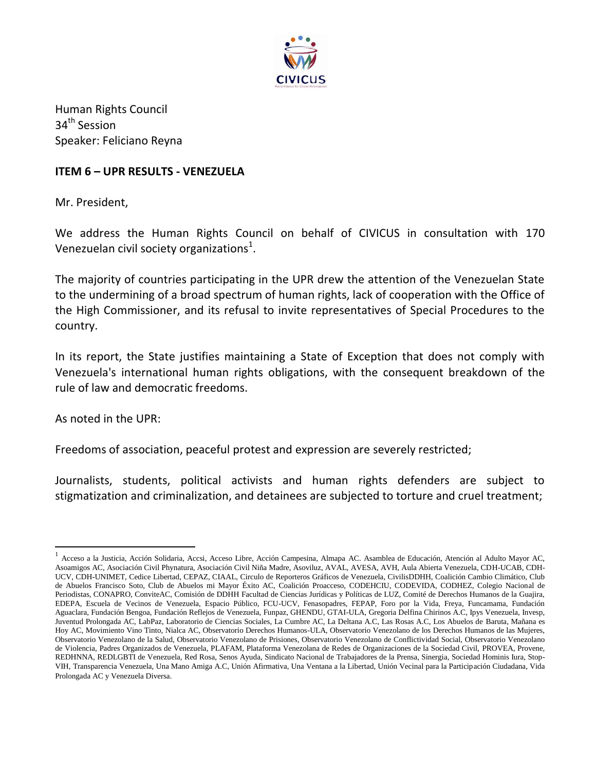Human Rights Council
34th Session
Speaker: Feliciano Reyna

**ITEM 6 – UPR RESULTS - VENEZUELA**

Mr. President,

We address the Human Rights Council on behalf of CIVICUS in consultation with 170 Venezuelan civil society organizations[1].

The majority of countries participating in the UPR drew the attention of the Venezuelan State to the undermining of a broad spectrum of human rights, lack of cooperation with the Office of the High Commissioner, and its refusal to invite representatives of Special Procedures to the country.

In its report, the State justifies maintaining a State of Exception that does not comply with Venezuela's international human rights obligations, with the consequent breakdown of the rule of law and democratic freedoms.

As noted in the UPR:

Freedoms of association, peaceful protest and expression are severely restricted;

Journalists, students, political activists and human rights defenders are subject to stigmatization and criminalization, and detainees are subjected to torture and cruel treatment;

---

[1] Acceso a la Justicia, Acción Solidaria, Accsi, Acceso Libre, Acción Campesina, Almapa AC. Asamblea de Educación, Atención al Adulto Mayor AC, Asoamigos AC, Asociación Civil Phynatura, Asociación Civil Niña Madre, Asoviluz, AVAL, AVESA, AVH, Aula Abierta Venezuela, CDH-UCAB, CDH-UCV, CDH-UNIMET, Cedice Libertad, CEPAZ, CIAAL, Circulo de Reporteros Gráficos de Venezuela, CivilisDDHH, Coalición Cambio Climático, Club de Abuelos Francisco Soto, Club de Abuelos mi Mayor Éxito AC, Coalición Proacceso, CODEHCIU, CODEVIDA, CODHEZ, Colegio Nacional de Periodistas, CONAPRO, ConviteAC, Comisión de DDHH Facultad de Ciencias Jurídicas y Políticas de LUZ, Comité de Derechos Humanos de la Guajira, EDEPA, Escuela de Vecinos de Venezuela, Espacio Público, FCU-UCV, Fenasopadres, FEPAP, Foro por la Vida, Freya, Funcamama, Fundación Aguaclara, Fundación Bengoa, Fundación Reflejos de Venezuela, Funpaz, GHENDU, GTAI-ULA, Gregoria Delfina Chirinos A.C, Ipys Venezuela, Invesp, Juventud Prolongada AC, LabPaz, Laboratorio de Ciencias Sociales, La Cumbre AC, La Deltana A.C, Las Rosas A.C, Los Abuelos de Baruta, Mañana es Hoy AC, Movimiento Vino Tinto, Nialca AC, Observatorio Derechos Humanos-ULA, Observatorio Venezolano de los Derechos Humanos de las Mujeres, Observatorio Venezolano de la Salud, Observatorio Venezolano de Prisiones, Observatorio Venezolano de Conflictividad Social, Observatorio Venezolano de Violencia, Padres Organizados de Venezuela, PLAFAM, Plataforma Venezolana de Redes de Organizaciones de la Sociedad Civil, PROVEA, Provene, REDHNNA, REDLGBTI de Venezuela, Red Rosa, Senos Ayuda, Sindicato Nacional de Trabajadores de la Prensa, Sinergia, Sociedad Hominis Iura, Stop-VIH, Transparencia Venezuela, Una Mano Amiga A.C, Unión Afirmativa, Una Ventana a la Libertad, Unión Vecinal para la Participación Ciudadana, Vida Prolongada AC y Venezuela Diversa.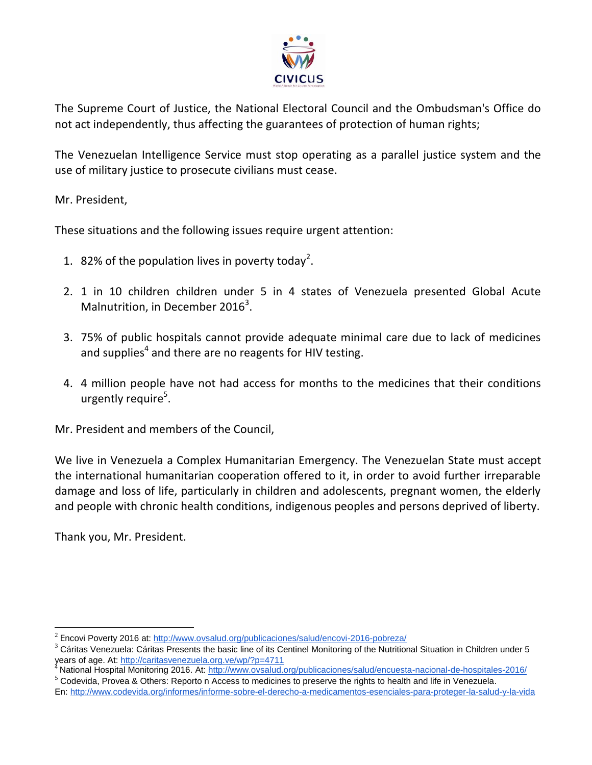The Supreme Court of Justice, the National Electoral Council and the Ombudsman's Office do not act independently, thus affecting the guarantees of protection of human rights;

The Venezuelan Intelligence Service must stop operating as a parallel justice system and the use of military justice to prosecute civilians must cease.

Mr. President,

These situations and the following issues require urgent attention:

1. 82% of the population lives in poverty today[2].

2. 1 in 10 children children under 5 in 4 states of Venezuela presented Global Acute Malnutrition, in December 2016[3].

3. 75% of public hospitals cannot provide adequate minimal care due to lack of medicines and supplies[4] and there are no reagents for HIV testing.

4. 4 million people have not had access for months to the medicines that their conditions urgently require[5].

Mr. President and members of the Council,

We live in Venezuela a Complex Humanitarian Emergency. The Venezuelan State must accept the international humanitarian cooperation offered to it, in order to avoid further irreparable damage and loss of life, particularly in children and adolescents, pregnant women, the elderly and people with chronic health conditions, indigenous peoples and persons deprived of liberty.

Thank you, Mr. President.

---

[2] Encovi Poverty 2016 at: http://www.ovsalud.org/publicaciones/salud/encovi-2016-pobreza/

[3] Cáritas Venezuela: Cáritas Presents the basic line of its Centinel Monitoring of the Nutritional Situation in Children under 5 years of age. At: http://caritasvenezuela.org.ve/wp/?p=4711

[4] National Hospital Monitoring 2016. At: http://www.ovsalud.org/publicaciones/salud/encuesta-nacional-de-hospitales-2016/

[5] Codevida, Provea & Others: Reporto n Access to medicines to preserve the rights to health and life in Venezuela. En: http://www.codevida.org/informes/informe-sobre-el-derecho-a-medicamentos-esenciales-para-proteger-la-salud-y-la-vida